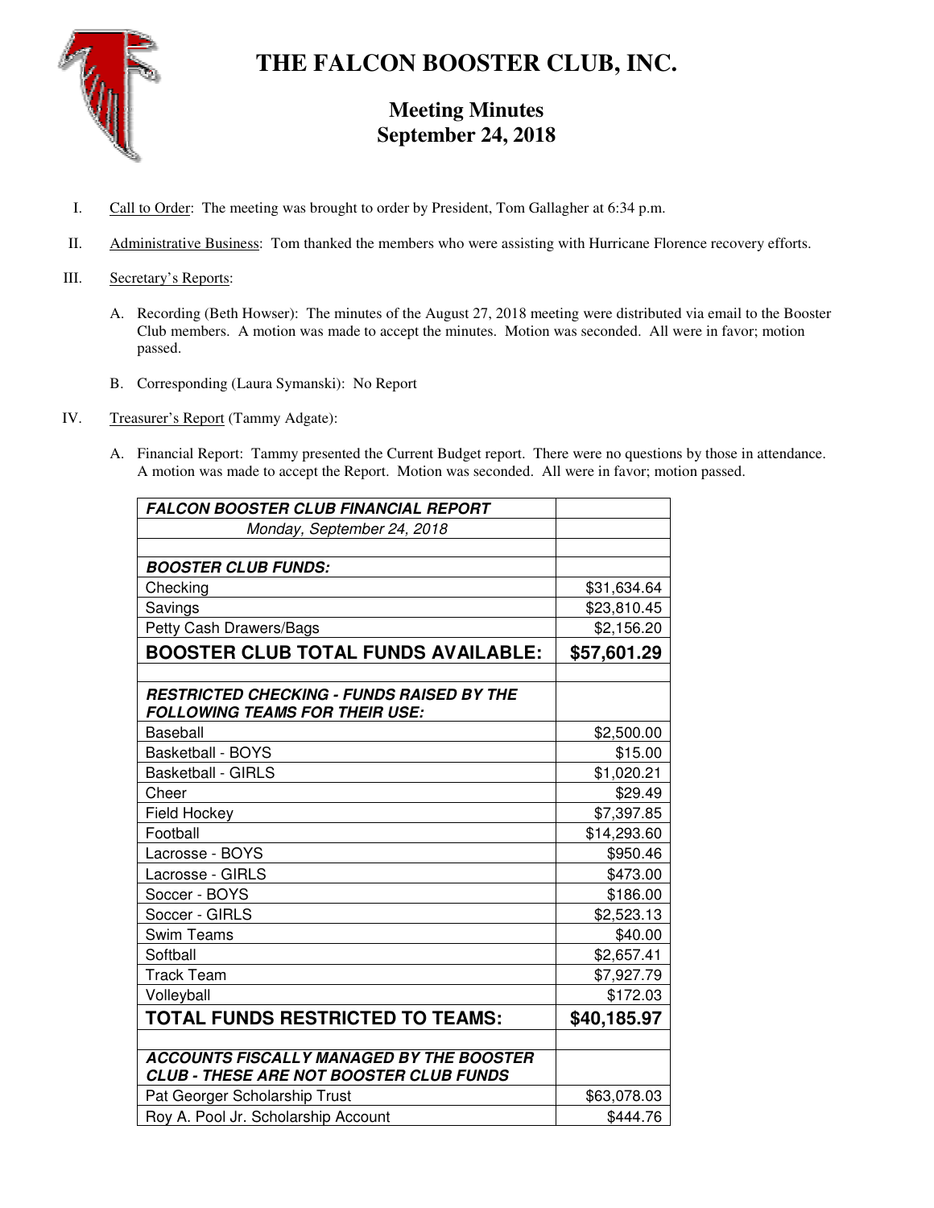# THE FALCON BOOSTER CLUB, INC.

## Meeting Minutes
## September 24, 2018

I. <u>Call to Order</u>: The meeting was brought to order by President, Tom Gallagher at 6:34 p.m.

II. <u>Administrative Business</u>: Tom thanked the members who were assisting with Hurricane Florence recovery efforts.

III. <u>Secretary's Reports</u>:

   A. Recording (Beth Howser): The minutes of the August 27, 2018 meeting were distributed via email to the Booster Club members. A motion was made to accept the minutes. Motion was seconded. All were in favor; motion passed.

   B. Corresponding (Laura Symanski): No Report

IV. <u>Treasurer's Report</u> (Tammy Adgate):

   A. Financial Report: Tammy presented the Current Budget report. There were no questions by those in attendance. A motion was made to accept the Report. Motion was seconded. All were in favor; motion passed.

| ***FALCON BOOSTER CLUB FINANCIAL REPORT*** | |
|---|---|
| *Monday, September 24, 2018* | |
| | |
| ***BOOSTER CLUB FUNDS:*** | |
| Checking | $31,634.64 |
| Savings | $23,810.45 |
| Petty Cash Drawers/Bags | $2,156.20 |
| **BOOSTER CLUB TOTAL FUNDS AVAILABLE:** | **$57,601.29** |
| | |
| ***RESTRICTED CHECKING - FUNDS RAISED BY THE FOLLOWING TEAMS FOR THEIR USE:*** | |
| Baseball | $2,500.00 |
| Basketball - BOYS | $15.00 |
| Basketball - GIRLS | $1,020.21 |
| Cheer | $29.49 |
| Field Hockey | $7,397.85 |
| Football | $14,293.60 |
| Lacrosse - BOYS | $950.46 |
| Lacrosse - GIRLS | $473.00 |
| Soccer - BOYS | $186.00 |
| Soccer - GIRLS | $2,523.13 |
| Swim Teams | $40.00 |
| Softball | $2,657.41 |
| Track Team | $7,927.79 |
| Volleyball | $172.03 |
| **TOTAL FUNDS RESTRICTED TO TEAMS:** | **$40,185.97** |
| | |
| ***ACCOUNTS FISCALLY MANAGED BY THE BOOSTER CLUB - THESE ARE NOT BOOSTER CLUB FUNDS*** | |
| Pat Georger Scholarship Trust | $63,078.03 |
| Roy A. Pool Jr. Scholarship Account | $444.76 |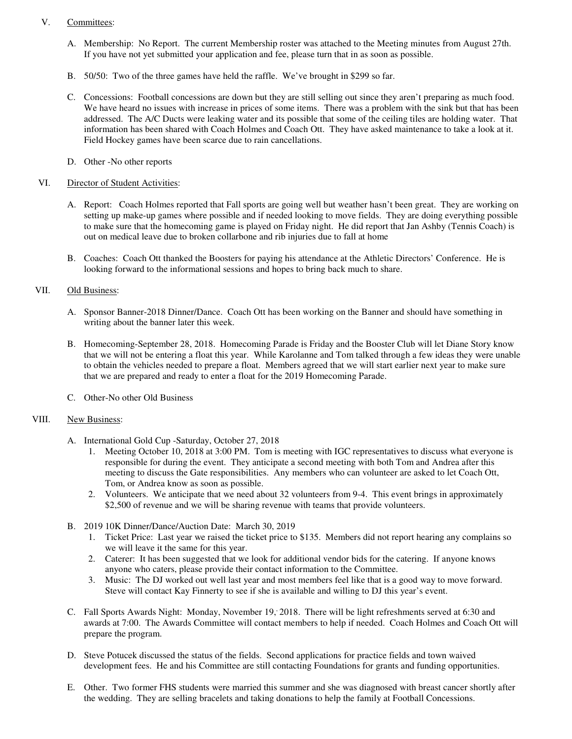V. Committees:

A. Membership: No Report. The current Membership roster was attached to the Meeting minutes from August 27th. If you have not yet submitted your application and fee, please turn that in as soon as possible.

B. 50/50: Two of the three games have held the raffle. We've brought in $299 so far.

C. Concessions: Football concessions are down but they are still selling out since they aren't preparing as much food. We have heard no issues with increase in prices of some items. There was a problem with the sink but that has been addressed. The A/C Ducts were leaking water and its possible that some of the ceiling tiles are holding water. That information has been shared with Coach Holmes and Coach Ott. They have asked maintenance to take a look at it. Field Hockey games have been scarce due to rain cancellations.

D. Other -No other reports

VI. Director of Student Activities:

A. Report: Coach Holmes reported that Fall sports are going well but weather hasn't been great. They are working on setting up make-up games where possible and if needed looking to move fields. They are doing everything possible to make sure that the homecoming game is played on Friday night. He did report that Jan Ashby (Tennis Coach) is out on medical leave due to broken collarbone and rib injuries due to fall at home

B. Coaches: Coach Ott thanked the Boosters for paying his attendance at the Athletic Directors' Conference. He is looking forward to the informational sessions and hopes to bring back much to share.

VII. Old Business:

A. Sponsor Banner-2018 Dinner/Dance. Coach Ott has been working on the Banner and should have something in writing about the banner later this week.

B. Homecoming-September 28, 2018. Homecoming Parade is Friday and the Booster Club will let Diane Story know that we will not be entering a float this year. While Karolanne and Tom talked through a few ideas they were unable to obtain the vehicles needed to prepare a float. Members agreed that we will start earlier next year to make sure that we are prepared and ready to enter a float for the 2019 Homecoming Parade.

C. Other-No other Old Business

VIII. New Business:

A. International Gold Cup -Saturday, October 27, 2018
   1. Meeting October 10, 2018 at 3:00 PM. Tom is meeting with IGC representatives to discuss what everyone is responsible for during the event. They anticipate a second meeting with both Tom and Andrea after this meeting to discuss the Gate responsibilities. Any members who can volunteer are asked to let Coach Ott, Tom, or Andrea know as soon as possible.
   2. Volunteers. We anticipate that we need about 32 volunteers from 9-4. This event brings in approximately $2,500 of revenue and we will be sharing revenue with teams that provide volunteers.

B. 2019 10K Dinner/Dance/Auction Date: March 30, 2019
   1. Ticket Price: Last year we raised the ticket price to $135. Members did not report hearing any complains so we will leave it the same for this year.
   2. Caterer: It has been suggested that we look for additional vendor bids for the catering. If anyone knows anyone who caters, please provide their contact information to the Committee.
   3. Music: The DJ worked out well last year and most members feel like that is a good way to move forward. Steve will contact Kay Finnerty to see if she is available and willing to DJ this year's event.

C. Fall Sports Awards Night: Monday, November 19, 2018. There will be light refreshments served at 6:30 and awards at 7:00. The Awards Committee will contact members to help if needed. Coach Holmes and Coach Ott will prepare the program.

D. Steve Potucek discussed the status of the fields. Second applications for practice fields and town waived development fees. He and his Committee are still contacting Foundations for grants and funding opportunities.

E. Other. Two former FHS students were married this summer and she was diagnosed with breast cancer shortly after the wedding. They are selling bracelets and taking donations to help the family at Football Concessions.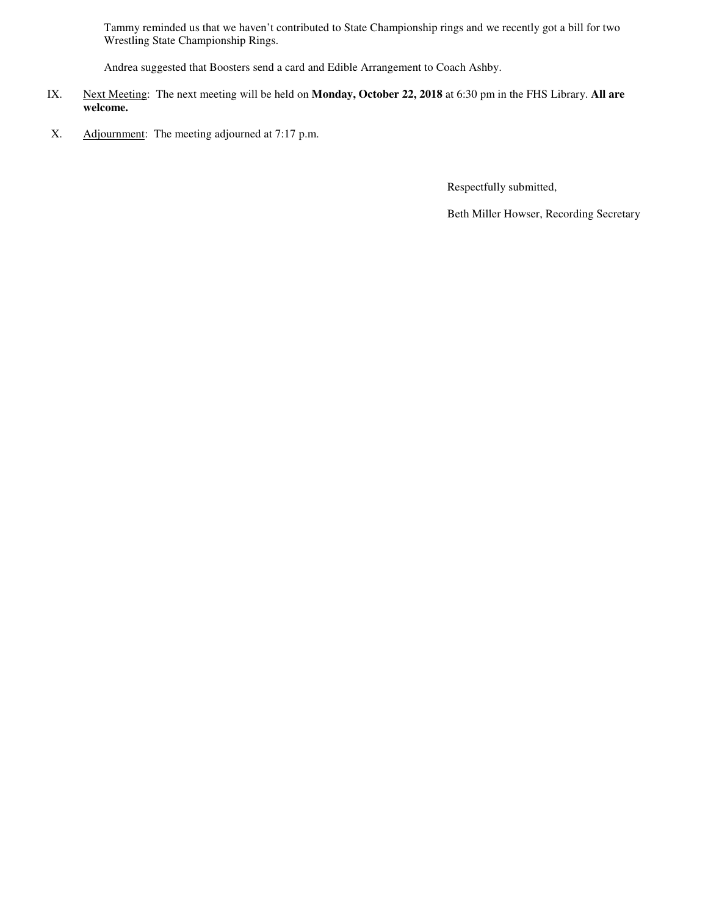Tammy reminded us that we haven't contributed to State Championship rings and we recently got a bill for two Wrestling State Championship Rings.

Andrea suggested that Boosters send a card and Edible Arrangement to Coach Ashby.

IX. Next Meeting: The next meeting will be held on **Monday, October 22, 2018** at 6:30 pm in the FHS Library. **All are welcome.**

X. Adjournment: The meeting adjourned at 7:17 p.m.

Respectfully submitted,

Beth Miller Howser, Recording Secretary